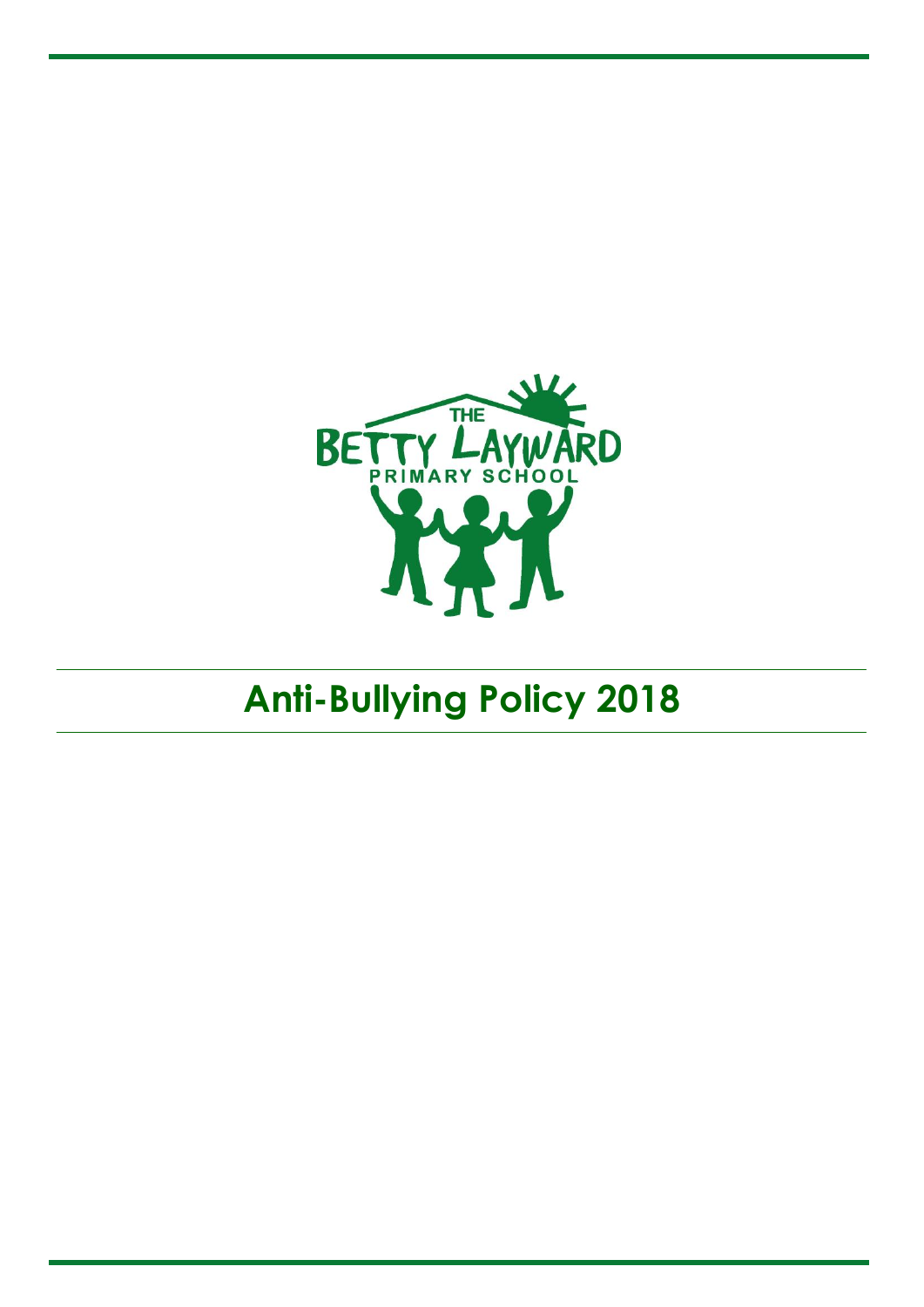# Anti-Bullying Policy 2018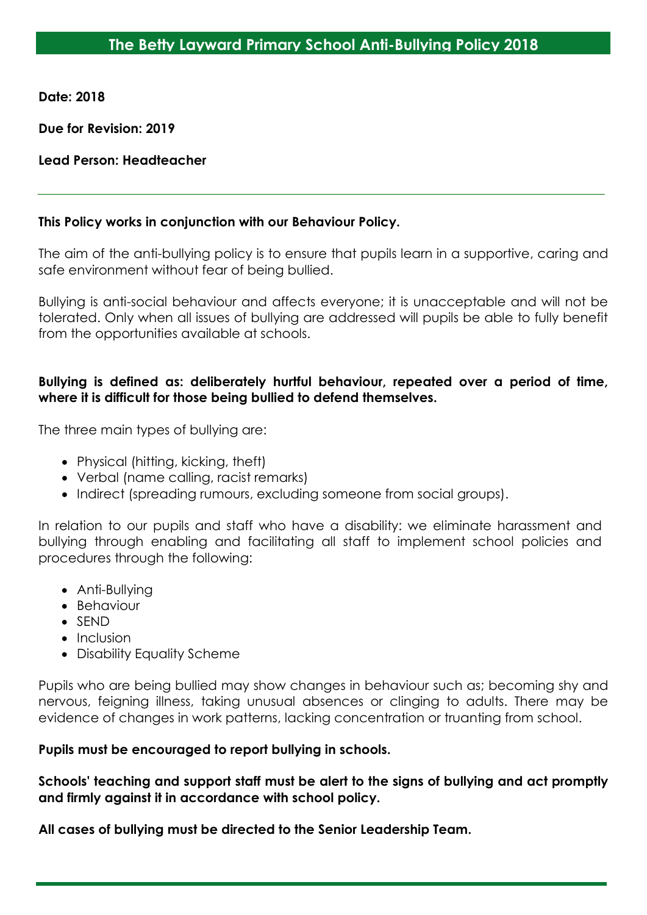# The Betty Layward Primary School Anti-Bullying Policy 2018

**Date: 2018**

**Due for Revision: 2019**

**Lead Person: Headteacher**

---

**This Policy works in conjunction with our Behaviour Policy.**

The aim of the anti-bullying policy is to ensure that pupils learn in a supportive, caring and safe environment without fear of being bullied.

Bullying is anti-social behaviour and affects everyone; it is unacceptable and will not be tolerated. Only when all issues of bullying are addressed will pupils be able to fully benefit from the opportunities available at schools.

**Bullying is defined as: deliberately hurtful behaviour, repeated over a period of time, where it is difficult for those being bullied to defend themselves.**

The three main types of bullying are:

- Physical (hitting, kicking, theft)
- Verbal (name calling, racist remarks)
- Indirect (spreading rumours, excluding someone from social groups).

In relation to our pupils and staff who have a disability: we eliminate harassment and bullying through enabling and facilitating all staff to implement school policies and procedures through the following:

- Anti-Bullying
- Behaviour
- SEND
- Inclusion
- Disability Equality Scheme

Pupils who are being bullied may show changes in behaviour such as; becoming shy and nervous, feigning illness, taking unusual absences or clinging to adults. There may be evidence of changes in work patterns, lacking concentration or truanting from school.

**Pupils must be encouraged to report bullying in schools.**

**Schools' teaching and support staff must be alert to the signs of bullying and act promptly and firmly against it in accordance with school policy.**

**All cases of bullying must be directed to the Senior Leadership Team.**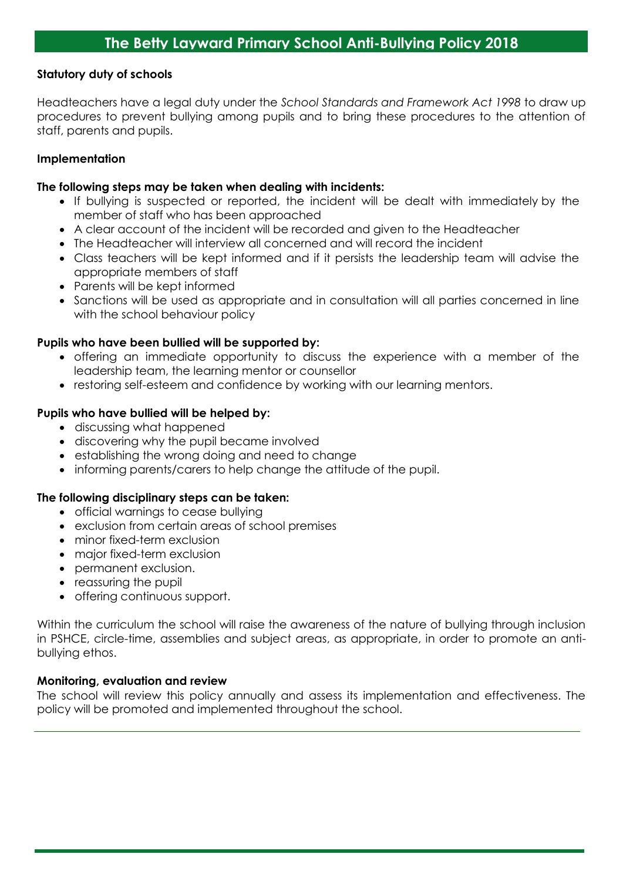# The Betty Layward Primary School Anti-Bullying Policy 2018

**Statutory duty of schools**

Headteachers have a legal duty under the *School Standards and Framework Act 1998* to draw up procedures to prevent bullying among pupils and to bring these procedures to the attention of staff, parents and pupils.

**Implementation**

**The following steps may be taken when dealing with incidents:**

- If bullying is suspected or reported, the incident will be dealt with immediately by the member of staff who has been approached
- A clear account of the incident will be recorded and given to the Headteacher
- The Headteacher will interview all concerned and will record the incident
- Class teachers will be kept informed and if it persists the leadership team will advise the appropriate members of staff
- Parents will be kept informed
- Sanctions will be used as appropriate and in consultation will all parties concerned in line with the school behaviour policy

**Pupils who have been bullied will be supported by:**

- offering an immediate opportunity to discuss the experience with a member of the leadership team, the learning mentor or counsellor
- restoring self-esteem and confidence by working with our learning mentors.

**Pupils who have bullied will be helped by:**

- discussing what happened
- discovering why the pupil became involved
- establishing the wrong doing and need to change
- informing parents/carers to help change the attitude of the pupil.

**The following disciplinary steps can be taken:**

- official warnings to cease bullying
- exclusion from certain areas of school premises
- minor fixed-term exclusion
- major fixed-term exclusion
- permanent exclusion.
- reassuring the pupil
- offering continuous support.

Within the curriculum the school will raise the awareness of the nature of bullying through inclusion in PSHCE, circle-time, assemblies and subject areas, as appropriate, in order to promote an anti-bullying ethos.

**Monitoring, evaluation and review**

The school will review this policy annually and assess its implementation and effectiveness. The policy will be promoted and implemented throughout the school.